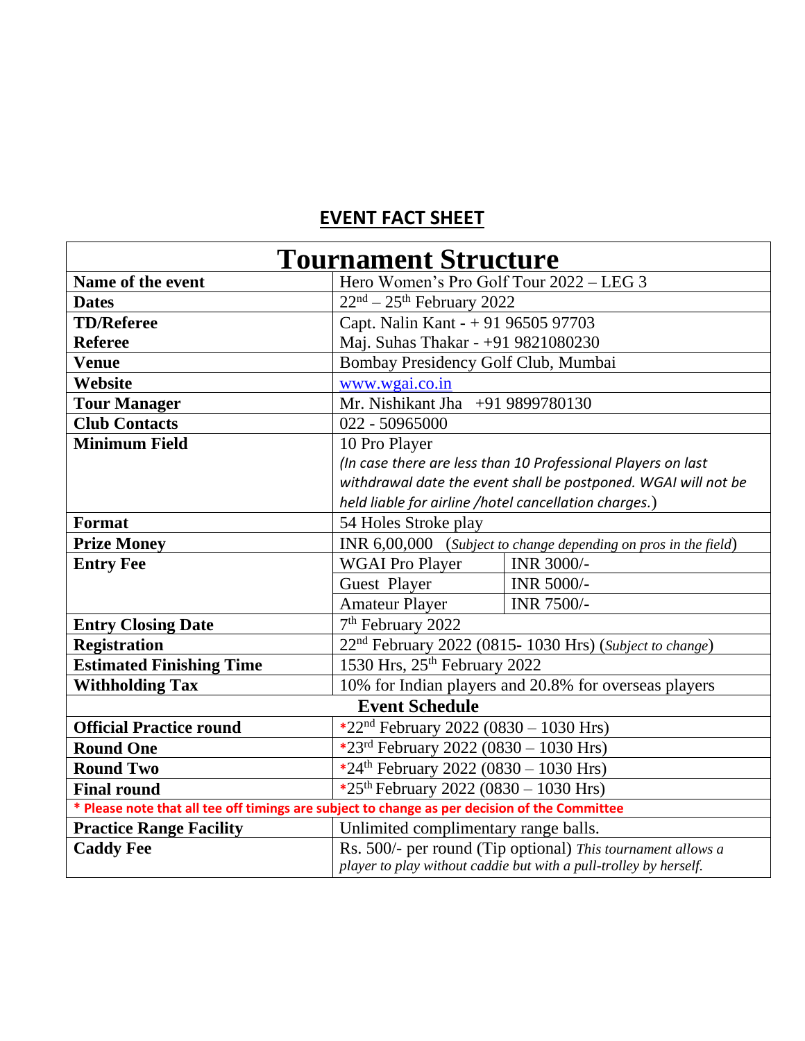## EVENT FACT SHEET

| Tournament Structure | | |
|---|---|---|
| **Name of the event** | Hero Women's Pro Golf Tour 2022 – LEG 3 | |
| **Dates** | 22nd – 25th February 2022 | |
| **TD/Referee** | Capt. Nalin Kant - + 91 96505 97703 | |
| **Referee** | Maj. Suhas Thakar - +91 9821080230 | |
| **Venue** | Bombay Presidency Golf Club, Mumbai | |
| **Website** | www.wgai.co.in | |
| **Tour Manager** | Mr. Nishikant Jha +91 9899780130 | |
| **Club Contacts** | 022 - 50965000 | |
| **Minimum Field** | 10 Pro Player *(In case there are less than 10 Professional Players on last withdrawal date the event shall be postponed. WGAI will not be held liable for airline /hotel cancellation charges.)* | |
| **Format** | 54 Holes Stroke play | |
| **Prize Money** | INR 6,00,000 (*Subject to change depending on pros in the field*) | |
| **Entry Fee** | WGAI Pro Player | INR 3000/- |
| | Guest Player | INR 5000/- |
| | Amateur Player | INR 7500/- |
| **Entry Closing Date** | 7th February 2022 | |
| **Registration** | 22nd February 2022 (0815- 1030 Hrs) (*Subject to change*) | |
| **Estimated Finishing Time** | 1530 Hrs, 25th February 2022 | |
| **Withholding Tax** | 10% for Indian players and 20.8% for overseas players | |
| **Event Schedule** | | |
| **Official Practice round** | *22nd February 2022 (0830 – 1030 Hrs) | |
| **Round One** | *23rd February 2022 (0830 – 1030 Hrs) | |
| **Round Two** | *24th February 2022 (0830 – 1030 Hrs) | |
| **Final round** | *25th February 2022 (0830 – 1030 Hrs) | |
| **\* Please note that all tee off timings are subject to change as per decision of the Committee** | | |
| **Practice Range Facility** | Unlimited complimentary range balls. | |
| **Caddy Fee** | Rs. 500/- per round (Tip optional) *This tournament allows a player to play without caddie but with a pull-trolley by herself.* | |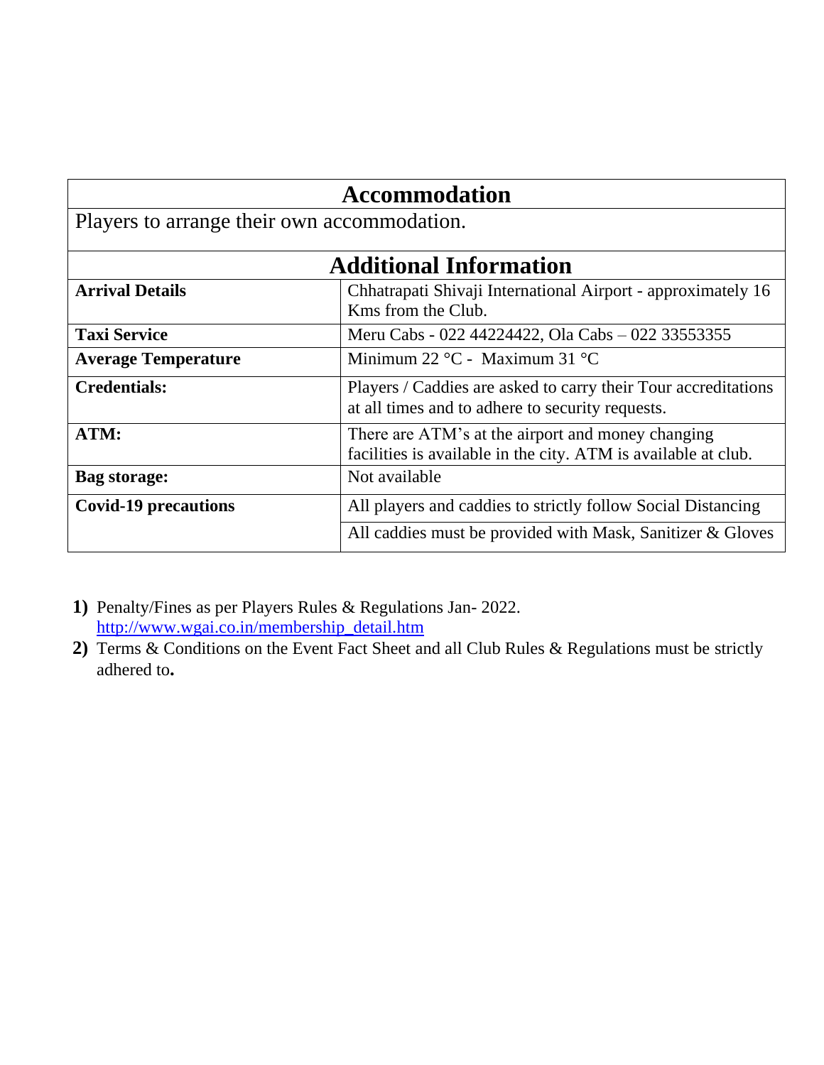## Accommodation

Players to arrange their own accommodation.

## Additional Information

| | |
|---|---|
| **Arrival Details** | Chhatrapati Shivaji International Airport - approximately 16 Kms from the Club. |
| **Taxi Service** | Meru Cabs - 022 44224422, Ola Cabs – 022 33553355 |
| **Average Temperature** | Minimum 22 °C - Maximum 31 °C |
| **Credentials:** | Players / Caddies are asked to carry their Tour accreditations at all times and to adhere to security requests. |
| **ATM:** | There are ATM's at the airport and money changing facilities is available in the city. ATM is available at club. |
| **Bag storage:** | Not available |
| **Covid-19 precautions** | All players and caddies to strictly follow Social Distancing |
| | All caddies must be provided with Mask, Sanitizer & Gloves |

1) Penalty/Fines as per Players Rules & Regulations Jan- 2022. [http://www.wgai.co.in/membership_detail.htm](http://www.wgai.co.in/membership_detail.htm)
2) Terms & Conditions on the Event Fact Sheet and all Club Rules & Regulations must be strictly adhered to**.**